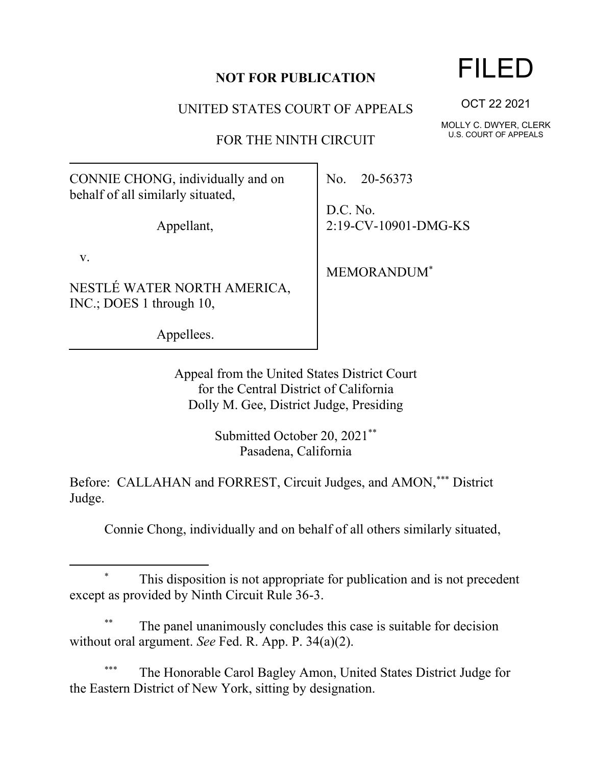**NOT FOR PUBLICATION**

UNITED STATES COURT OF APPEALS

FOR THE NINTH CIRCUIT

FILED

OCT 22 2021

MOLLY C. DWYER, CLERK
U.S. COURT OF APPEALS

CONNIE CHONG, individually and on behalf of all similarly situated,

Appellant,

v.

NESTLÉ WATER NORTH AMERICA, INC.; DOES 1 through 10,

Appellees.

No. 20-56373

D.C. No. 2:19-CV-10901-DMG-KS

MEMORANDUM*

Appeal from the United States District Court
for the Central District of California
Dolly M. Gee, District Judge, Presiding

Submitted October 20, 2021**
Pasadena, California

Before: CALLAHAN and FORREST, Circuit Judges, and AMON,*** District Judge.

Connie Chong, individually and on behalf of all others similarly situated,

---

\* This disposition is not appropriate for publication and is not precedent except as provided by Ninth Circuit Rule 36-3.

\*\* The panel unanimously concludes this case is suitable for decision without oral argument. *See* Fed. R. App. P. 34(a)(2).

\*\*\* The Honorable Carol Bagley Amon, United States District Judge for the Eastern District of New York, sitting by designation.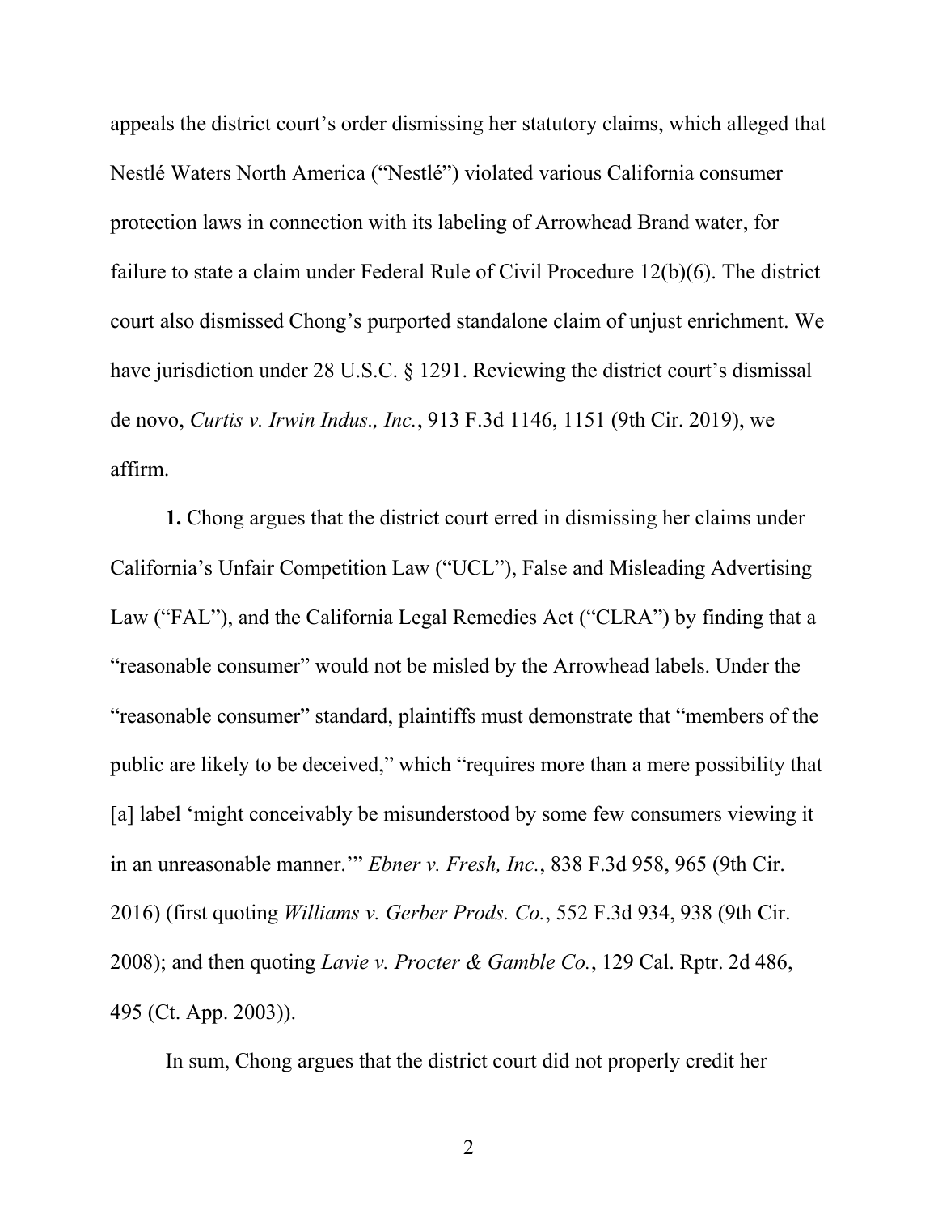appeals the district court's order dismissing her statutory claims, which alleged that Nestlé Waters North America ("Nestlé") violated various California consumer protection laws in connection with its labeling of Arrowhead Brand water, for failure to state a claim under Federal Rule of Civil Procedure 12(b)(6). The district court also dismissed Chong's purported standalone claim of unjust enrichment. We have jurisdiction under 28 U.S.C. § 1291. Reviewing the district court's dismissal de novo, *Curtis v. Irwin Indus., Inc.*, 913 F.3d 1146, 1151 (9th Cir. 2019), we affirm.

**1.** Chong argues that the district court erred in dismissing her claims under California's Unfair Competition Law ("UCL"), False and Misleading Advertising Law ("FAL"), and the California Legal Remedies Act ("CLRA") by finding that a "reasonable consumer" would not be misled by the Arrowhead labels. Under the "reasonable consumer" standard, plaintiffs must demonstrate that "members of the public are likely to be deceived," which "requires more than a mere possibility that [a] label 'might conceivably be misunderstood by some few consumers viewing it in an unreasonable manner.'" *Ebner v. Fresh, Inc.*, 838 F.3d 958, 965 (9th Cir. 2016) (first quoting *Williams v. Gerber Prods. Co.*, 552 F.3d 934, 938 (9th Cir. 2008); and then quoting *Lavie v. Procter & Gamble Co.*, 129 Cal. Rptr. 2d 486, 495 (Ct. App. 2003)).

In sum, Chong argues that the district court did not properly credit her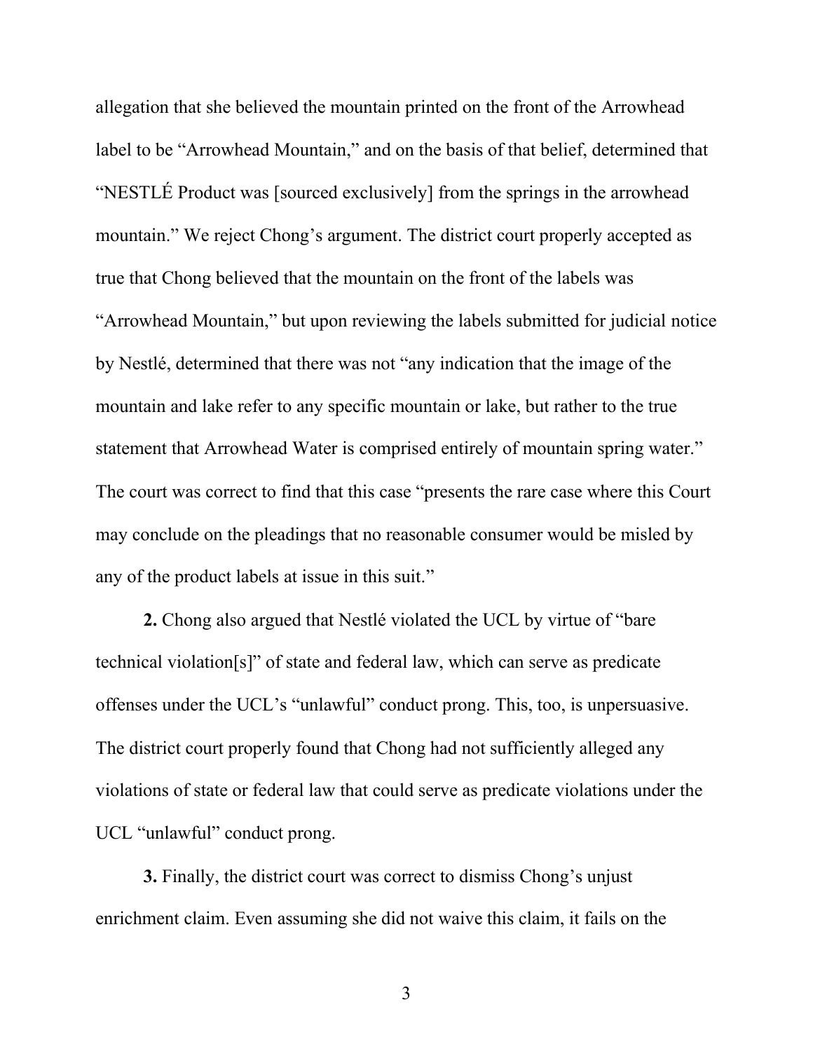allegation that she believed the mountain printed on the front of the Arrowhead label to be "Arrowhead Mountain," and on the basis of that belief, determined that "NESTLÉ Product was [sourced exclusively] from the springs in the arrowhead mountain." We reject Chong's argument. The district court properly accepted as true that Chong believed that the mountain on the front of the labels was "Arrowhead Mountain," but upon reviewing the labels submitted for judicial notice by Nestlé, determined that there was not "any indication that the image of the mountain and lake refer to any specific mountain or lake, but rather to the true statement that Arrowhead Water is comprised entirely of mountain spring water." The court was correct to find that this case "presents the rare case where this Court may conclude on the pleadings that no reasonable consumer would be misled by any of the product labels at issue in this suit."

**2.** Chong also argued that Nestlé violated the UCL by virtue of "bare technical violation[s]" of state and federal law, which can serve as predicate offenses under the UCL's "unlawful" conduct prong. This, too, is unpersuasive. The district court properly found that Chong had not sufficiently alleged any violations of state or federal law that could serve as predicate violations under the UCL "unlawful" conduct prong.

**3.** Finally, the district court was correct to dismiss Chong's unjust enrichment claim. Even assuming she did not waive this claim, it fails on the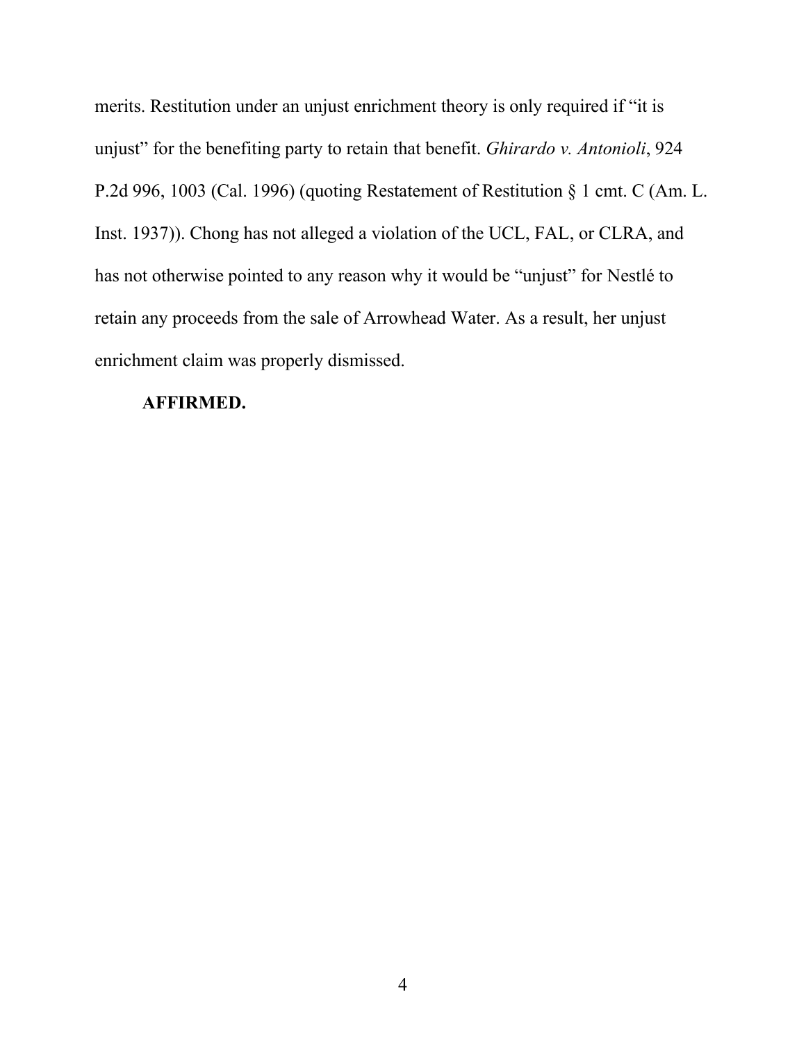merits. Restitution under an unjust enrichment theory is only required if "it is unjust" for the benefiting party to retain that benefit. *Ghirardo v. Antonioli*, 924 P.2d 996, 1003 (Cal. 1996) (quoting Restatement of Restitution § 1 cmt. C (Am. L. Inst. 1937)). Chong has not alleged a violation of the UCL, FAL, or CLRA, and has not otherwise pointed to any reason why it would be "unjust" for Nestlé to retain any proceeds from the sale of Arrowhead Water. As a result, her unjust enrichment claim was properly dismissed.

**AFFIRMED.**